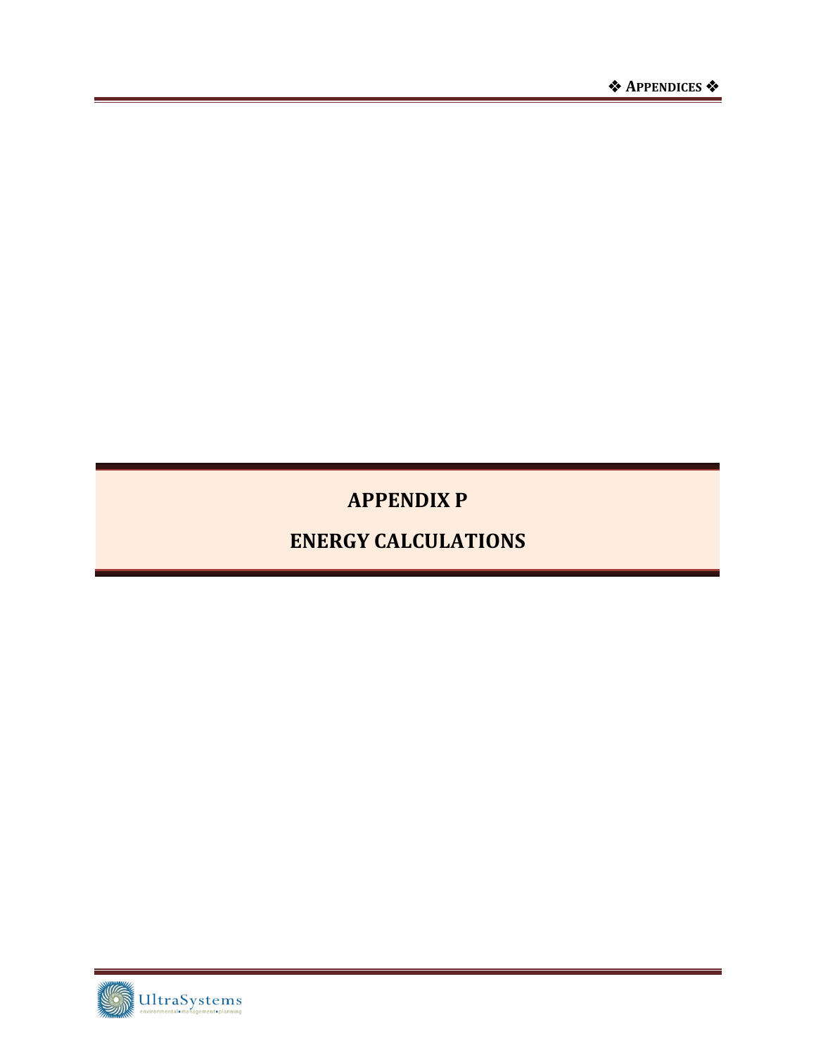# APPENDIX P

# ENERGY CALCULATIONS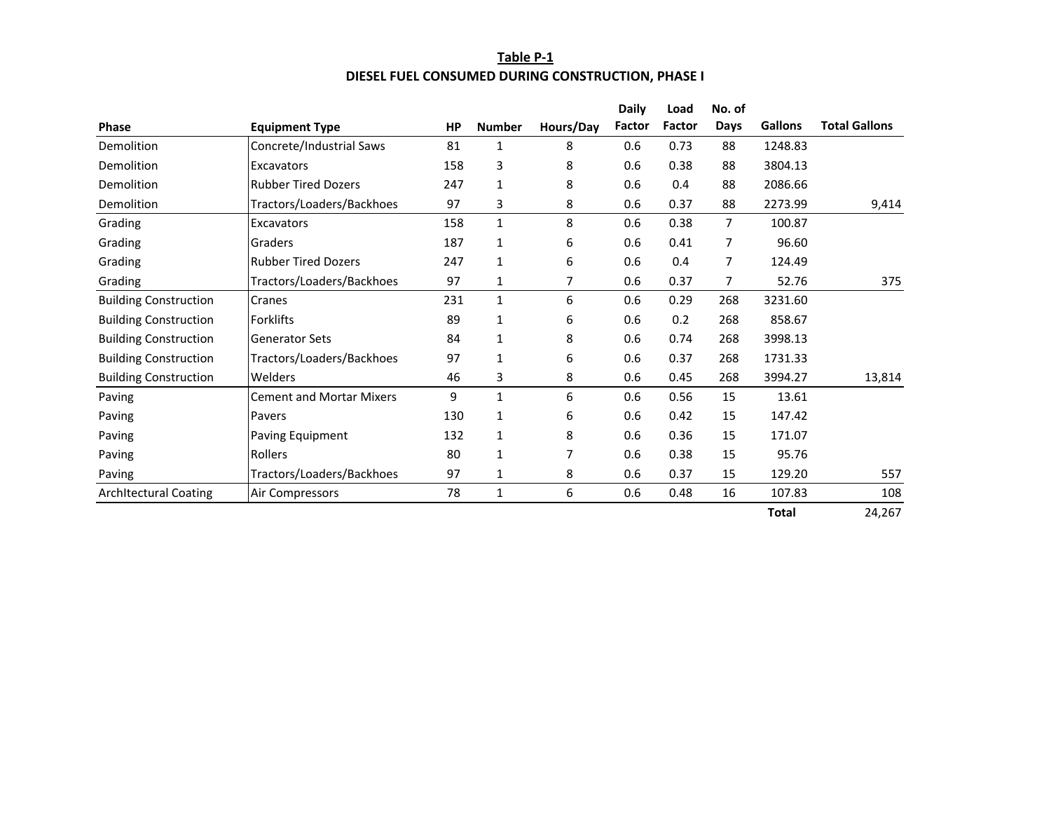**Table P-1**

**DIESEL FUEL CONSUMED DURING CONSTRUCTION, PHASE I**

| Phase | Equipment Type | HP | Number | Hours/Day | Daily Factor | Load Factor | No. of Days | Gallons | Total Gallons |
|---|---|---|---|---|---|---|---|---|---|
| Demolition | Concrete/Industrial Saws | 81 | 1 | 8 | 0.6 | 0.73 | 88 | 1248.83 | |
| Demolition | Excavators | 158 | 3 | 8 | 0.6 | 0.38 | 88 | 3804.13 | |
| Demolition | Rubber Tired Dozers | 247 | 1 | 8 | 0.6 | 0.4 | 88 | 2086.66 | |
| Demolition | Tractors/Loaders/Backhoes | 97 | 3 | 8 | 0.6 | 0.37 | 88 | 2273.99 | 9,414 |
| Grading | Excavators | 158 | 1 | 8 | 0.6 | 0.38 | 7 | 100.87 | |
| Grading | Graders | 187 | 1 | 6 | 0.6 | 0.41 | 7 | 96.60 | |
| Grading | Rubber Tired Dozers | 247 | 1 | 6 | 0.6 | 0.4 | 7 | 124.49 | |
| Grading | Tractors/Loaders/Backhoes | 97 | 1 | 7 | 0.6 | 0.37 | 7 | 52.76 | 375 |
| Building Construction | Cranes | 231 | 1 | 6 | 0.6 | 0.29 | 268 | 3231.60 | |
| Building Construction | Forklifts | 89 | 1 | 6 | 0.6 | 0.2 | 268 | 858.67 | |
| Building Construction | Generator Sets | 84 | 1 | 8 | 0.6 | 0.74 | 268 | 3998.13 | |
| Building Construction | Tractors/Loaders/Backhoes | 97 | 1 | 6 | 0.6 | 0.37 | 268 | 1731.33 | |
| Building Construction | Welders | 46 | 3 | 8 | 0.6 | 0.45 | 268 | 3994.27 | 13,814 |
| Paving | Cement and Mortar Mixers | 9 | 1 | 6 | 0.6 | 0.56 | 15 | 13.61 | |
| Paving | Pavers | 130 | 1 | 6 | 0.6 | 0.42 | 15 | 147.42 | |
| Paving | Paving Equipment | 132 | 1 | 8 | 0.6 | 0.36 | 15 | 171.07 | |
| Paving | Rollers | 80 | 1 | 7 | 0.6 | 0.38 | 15 | 95.76 | |
| Paving | Tractors/Loaders/Backhoes | 97 | 1 | 8 | 0.6 | 0.37 | 15 | 129.20 | 557 |
| ArchItectural Coating | Air Compressors | 78 | 1 | 6 | 0.6 | 0.48 | 16 | 107.83 | 108 |
| | | | | | | | | **Total** | 24,267 |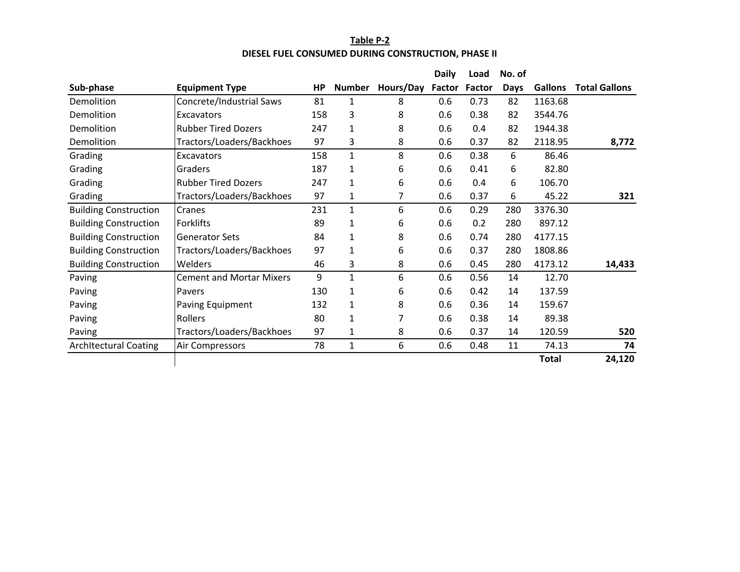**Table P-2**

**DIESEL FUEL CONSUMED DURING CONSTRUCTION, PHASE II**

| Sub-phase | Equipment Type | HP | Number | Hours/Day | Daily Factor | Load Factor | No. of Days | Gallons | Total Gallons |
|---|---|---|---|---|---|---|---|---|---|
| Demolition | Concrete/Industrial Saws | 81 | 1 | 8 | 0.6 | 0.73 | 82 | 1163.68 | |
| Demolition | Excavators | 158 | 3 | 8 | 0.6 | 0.38 | 82 | 3544.76 | |
| Demolition | Rubber Tired Dozers | 247 | 1 | 8 | 0.6 | 0.4 | 82 | 1944.38 | |
| Demolition | Tractors/Loaders/Backhoes | 97 | 3 | 8 | 0.6 | 0.37 | 82 | 2118.95 | **8,772** |
| Grading | Excavators | 158 | 1 | 8 | 0.6 | 0.38 | 6 | 86.46 | |
| Grading | Graders | 187 | 1 | 6 | 0.6 | 0.41 | 6 | 82.80 | |
| Grading | Rubber Tired Dozers | 247 | 1 | 6 | 0.6 | 0.4 | 6 | 106.70 | |
| Grading | Tractors/Loaders/Backhoes | 97 | 1 | 7 | 0.6 | 0.37 | 6 | 45.22 | **321** |
| Building Construction | Cranes | 231 | 1 | 6 | 0.6 | 0.29 | 280 | 3376.30 | |
| Building Construction | Forklifts | 89 | 1 | 6 | 0.6 | 0.2 | 280 | 897.12 | |
| Building Construction | Generator Sets | 84 | 1 | 8 | 0.6 | 0.74 | 280 | 4177.15 | |
| Building Construction | Tractors/Loaders/Backhoes | 97 | 1 | 6 | 0.6 | 0.37 | 280 | 1808.86 | |
| Building Construction | Welders | 46 | 3 | 8 | 0.6 | 0.45 | 280 | 4173.12 | **14,433** |
| Paving | Cement and Mortar Mixers | 9 | 1 | 6 | 0.6 | 0.56 | 14 | 12.70 | |
| Paving | Pavers | 130 | 1 | 6 | 0.6 | 0.42 | 14 | 137.59 | |
| Paving | Paving Equipment | 132 | 1 | 8 | 0.6 | 0.36 | 14 | 159.67 | |
| Paving | Rollers | 80 | 1 | 7 | 0.6 | 0.38 | 14 | 89.38 | |
| Paving | Tractors/Loaders/Backhoes | 97 | 1 | 8 | 0.6 | 0.37 | 14 | 120.59 | **520** |
| ArchItectural Coating | Air Compressors | 78 | 1 | 6 | 0.6 | 0.48 | 11 | 74.13 | **74** |
| | | | | | | | | **Total** | **24,120** |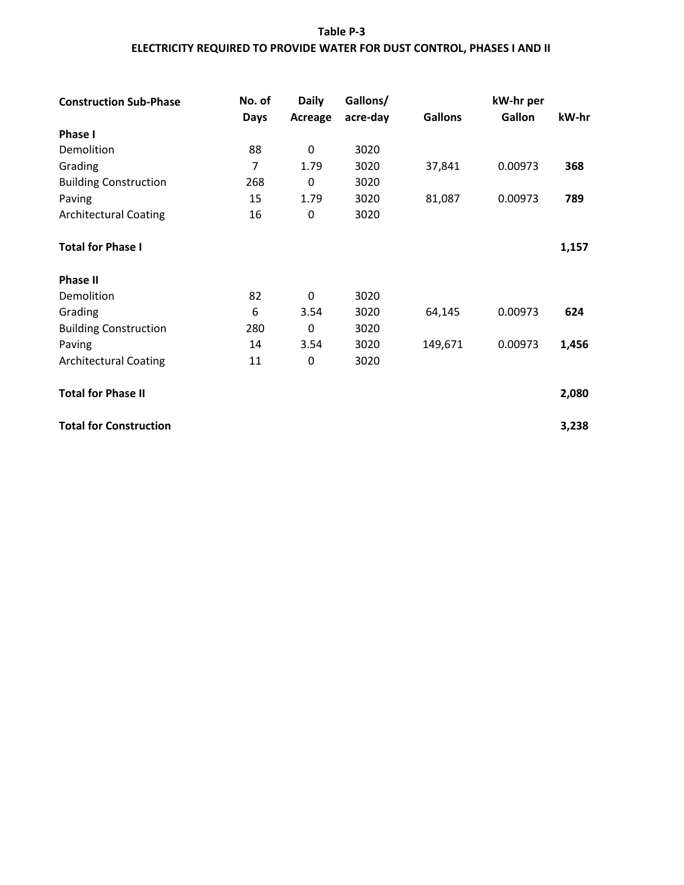**Table P-3**

**ELECTRICITY REQUIRED TO PROVIDE WATER FOR DUST CONTROL, PHASES I AND II**

| Construction Sub-Phase | No. of Days | Daily Acreage | Gallons/ acre-day | Gallons | kW-hr per Gallon | kW-hr |
|---|---|---|---|---|---|---|
| **Phase I** | | | | | | |
| Demolition | 88 | 0 | 3020 | | | |
| Grading | 7 | 1.79 | 3020 | 37,841 | 0.00973 | **368** |
| Building Construction | 268 | 0 | 3020 | | | |
| Paving | 15 | 1.79 | 3020 | 81,087 | 0.00973 | **789** |
| Architectural Coating | 16 | 0 | 3020 | | | |
| **Total for Phase I** | | | | | | **1,157** |
| **Phase II** | | | | | | |
| Demolition | 82 | 0 | 3020 | | | |
| Grading | 6 | 3.54 | 3020 | 64,145 | 0.00973 | **624** |
| Building Construction | 280 | 0 | 3020 | | | |
| Paving | 14 | 3.54 | 3020 | 149,671 | 0.00973 | **1,456** |
| Architectural Coating | 11 | 0 | 3020 | | | |
| **Total for Phase II** | | | | | | **2,080** |
| **Total for Construction** | | | | | | **3,238** |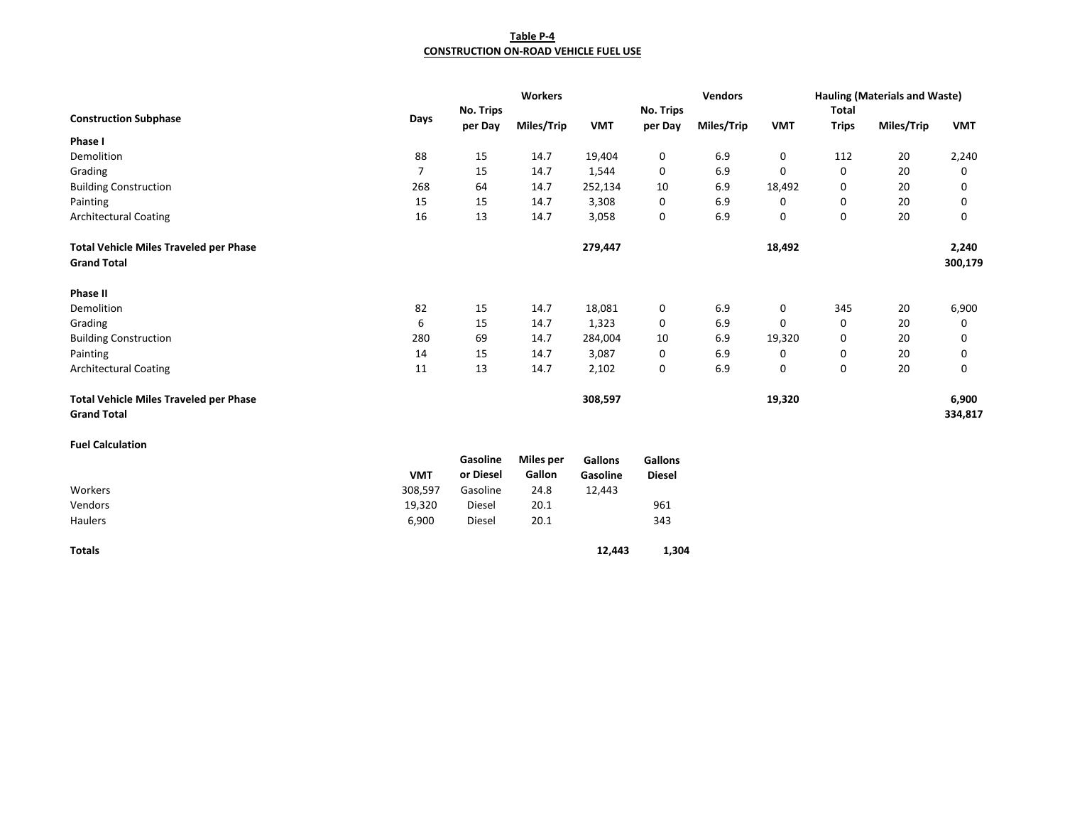**Table P-4**
**CONSTRUCTION ON-ROAD VEHICLE FUEL USE**

| Construction Subphase | Days | Workers | | | Vendors | | | Hauling (Materials and Waste) | | |
|---|---|---|---|---|---|---|---|---|---|---|
| | | No. Trips per Day | Miles/Trip | VMT | No. Trips per Day | Miles/Trip | VMT | Total Trips | Miles/Trip | VMT |
| **Phase I** | | | | | | | | | | |
| Demolition | 88 | 15 | 14.7 | 19,404 | 0 | 6.9 | 0 | 112 | 20 | 2,240 |
| Grading | 7 | 15 | 14.7 | 1,544 | 0 | 6.9 | 0 | 0 | 20 | 0 |
| Building Construction | 268 | 64 | 14.7 | 252,134 | 10 | 6.9 | 18,492 | 0 | 20 | 0 |
| Painting | 15 | 15 | 14.7 | 3,308 | 0 | 6.9 | 0 | 0 | 20 | 0 |
| Architectural Coating | 16 | 13 | 14.7 | 3,058 | 0 | 6.9 | 0 | 0 | 20 | 0 |
| **Total Vehicle Miles Traveled per Phase** | | | | **279,447** | | | **18,492** | | | **2,240** |
| **Grand Total** | | | | | | | | | | **300,179** |
| **Phase II** | | | | | | | | | | |
| Demolition | 82 | 15 | 14.7 | 18,081 | 0 | 6.9 | 0 | 345 | 20 | 6,900 |
| Grading | 6 | 15 | 14.7 | 1,323 | 0 | 6.9 | 0 | 0 | 20 | 0 |
| Building Construction | 280 | 69 | 14.7 | 284,004 | 10 | 6.9 | 19,320 | 0 | 20 | 0 |
| Painting | 14 | 15 | 14.7 | 3,087 | 0 | 6.9 | 0 | 0 | 20 | 0 |
| Architectural Coating | 11 | 13 | 14.7 | 2,102 | 0 | 6.9 | 0 | 0 | 20 | 0 |
| **Total Vehicle Miles Traveled per Phase** | | | | **308,597** | | | **19,320** | | | **6,900** |
| **Grand Total** | | | | | | | | | | **334,817** |

**Fuel Calculation**

| | VMT | Gasoline or Diesel | Miles per Gallon | Gallons Gasoline | Gallons Diesel |
|---|---|---|---|---|---|
| Workers | 308,597 | Gasoline | 24.8 | 12,443 | |
| Vendors | 19,320 | Diesel | 20.1 | | 961 |
| Haulers | 6,900 | Diesel | 20.1 | | 343 |
| **Totals** | | | | **12,443** | **1,304** |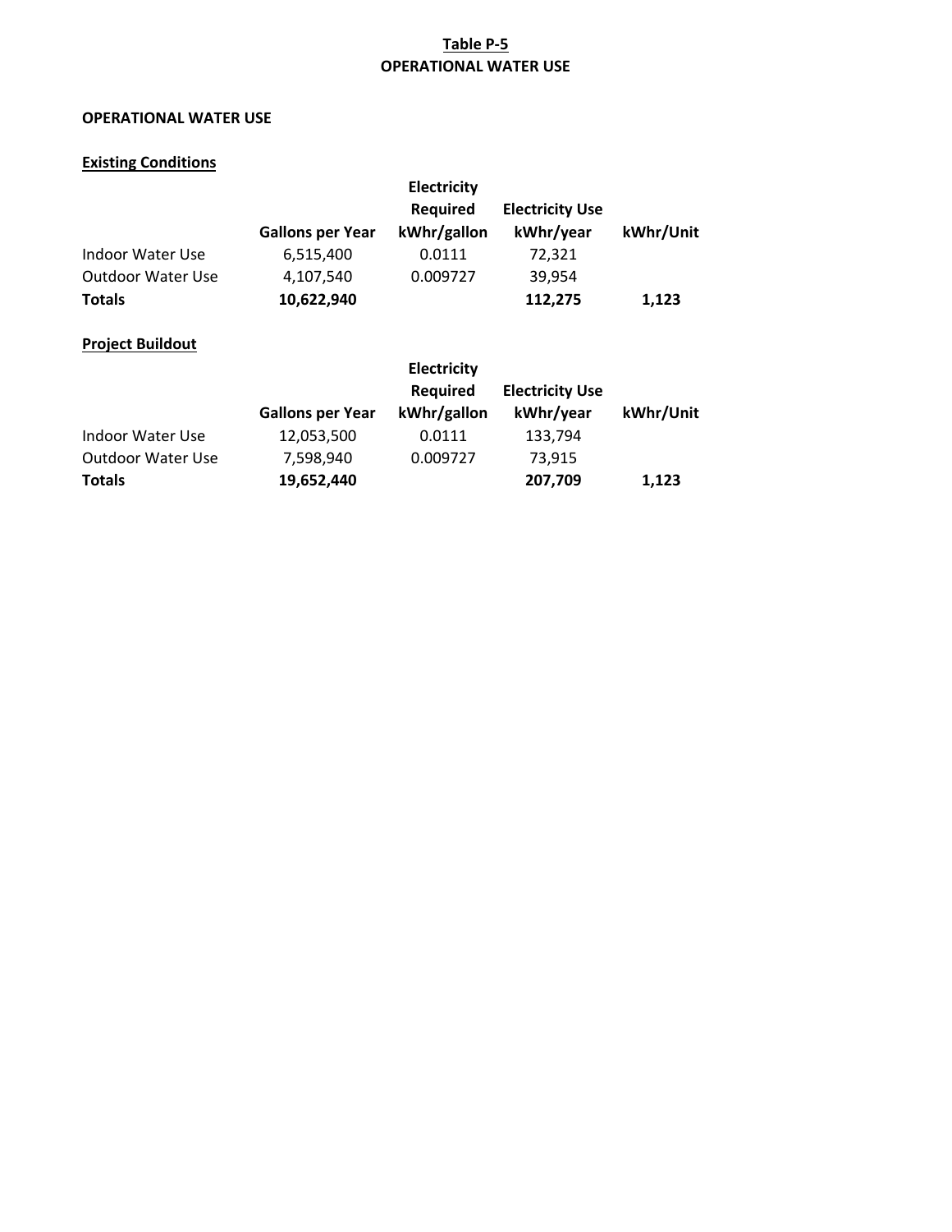**Table P-5**
**OPERATIONAL WATER USE**

**OPERATIONAL WATER USE**

**Existing Conditions**

| | Gallons per Year | Electricity Required kWhr/gallon | Electricity Use kWhr/year | kWhr/Unit |
|---|---|---|---|---|
| Indoor Water Use | 6,515,400 | 0.0111 | 72,321 | |
| Outdoor Water Use | 4,107,540 | 0.009727 | 39,954 | |
| **Totals** | **10,622,940** | | **112,275** | **1,123** |

**Project Buildout**

| | Gallons per Year | Electricity Required kWhr/gallon | Electricity Use kWhr/year | kWhr/Unit |
|---|---|---|---|---|
| Indoor Water Use | 12,053,500 | 0.0111 | 133,794 | |
| Outdoor Water Use | 7,598,940 | 0.009727 | 73,915 | |
| **Totals** | **19,652,440** | | **207,709** | **1,123** |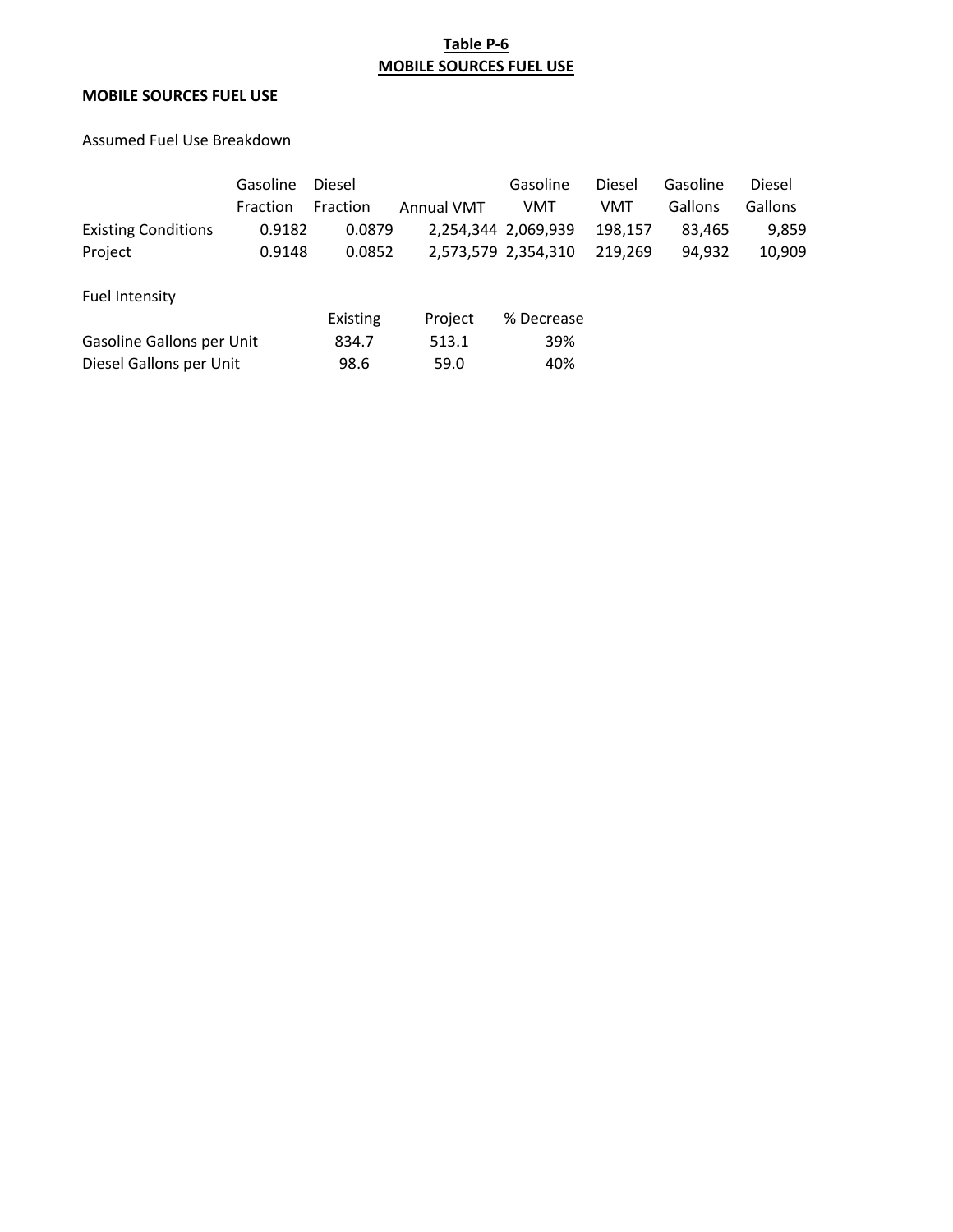**Table P-6**
**MOBILE SOURCES FUEL USE**

**MOBILE SOURCES FUEL USE**

Assumed Fuel Use Breakdown

| | Gasoline Fraction | Diesel Fraction | Annual VMT | Gasoline VMT | Diesel VMT | Gasoline Gallons | Diesel Gallons |
|---|---|---|---|---|---|---|---|
| Existing Conditions | 0.9182 | 0.0879 | 2,254,344 | 2,069,939 | 198,157 | 83,465 | 9,859 |
| Project | 0.9148 | 0.0852 | 2,573,579 | 2,354,310 | 219,269 | 94,932 | 10,909 |

Fuel Intensity

| | Existing | Project | % Decrease |
|---|---|---|---|
| Gasoline Gallons per Unit | 834.7 | 513.1 | 39% |
| Diesel Gallons per Unit | 98.6 | 59.0 | 40% |